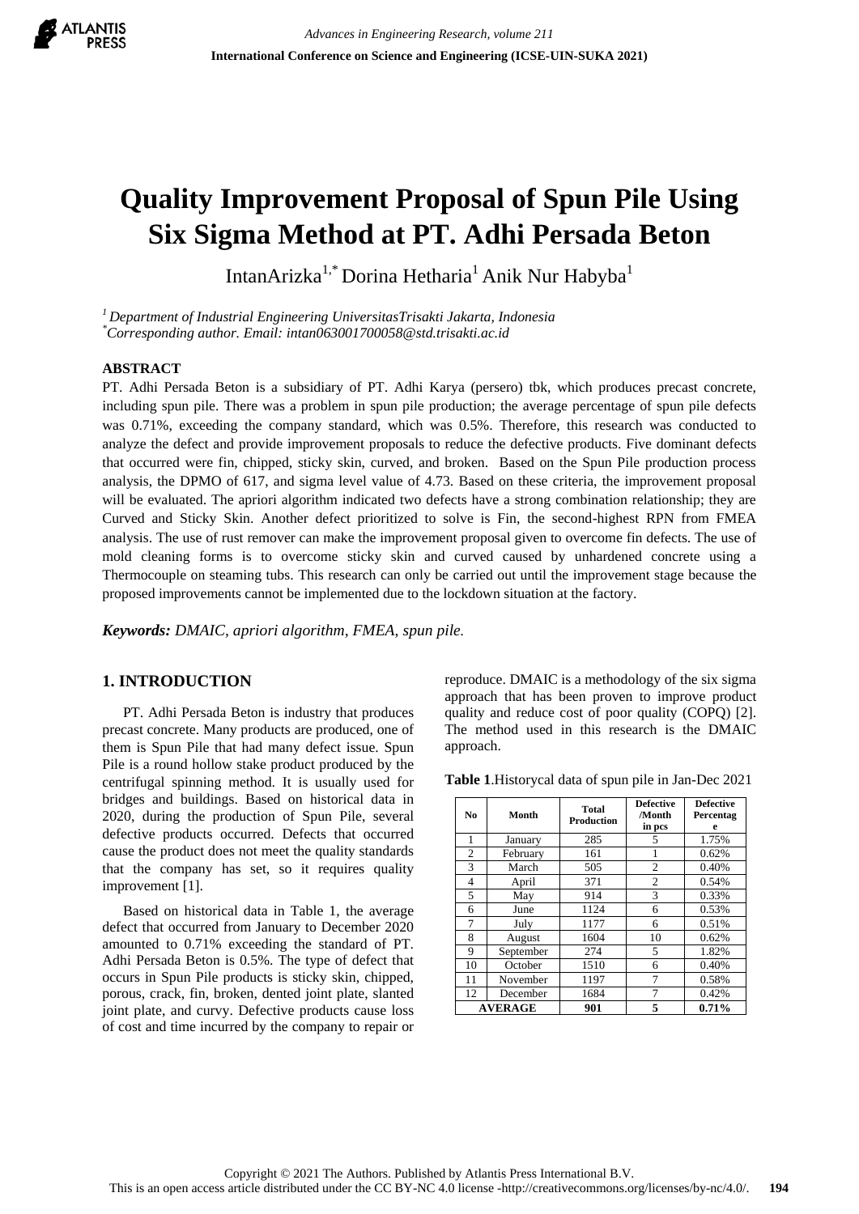# Quality Improvement Proposal of Spun Pile Using Six Sigma Method at PT. Adhi Persada Beton

IntanArizka[1,*] Dorina Hetharia[1] Anik Nur Habyba[1]

[1] *Department of Industrial Engineering UniversitasTrisakti Jakarta, Indonesia*
[*] *Corresponding author. Email: intan063001700058@std.trisakti.ac.id*

## ABSTRACT

PT. Adhi Persada Beton is a subsidiary of PT. Adhi Karya (persero) tbk, which produces precast concrete, including spun pile. There was a problem in spun pile production; the average percentage of spun pile defects was 0.71%, exceeding the company standard, which was 0.5%. Therefore, this research was conducted to analyze the defect and provide improvement proposals to reduce the defective products. Five dominant defects that occurred were fin, chipped, sticky skin, curved, and broken. Based on the Spun Pile production process analysis, the DPMO of 617, and sigma level value of 4.73. Based on these criteria, the improvement proposal will be evaluated. The apriori algorithm indicated two defects have a strong combination relationship; they are Curved and Sticky Skin. Another defect prioritized to solve is Fin, the second-highest RPN from FMEA analysis. The use of rust remover can make the improvement proposal given to overcome fin defects. The use of mold cleaning forms is to overcome sticky skin and curved caused by unhardened concrete using a Thermocouple on steaming tubs. This research can only be carried out until the improvement stage because the proposed improvements cannot be implemented due to the lockdown situation at the factory.

***Keywords:*** *DMAIC, apriori algorithm, FMEA, spun pile.*

## 1. INTRODUCTION

PT. Adhi Persada Beton is industry that produces precast concrete. Many products are produced, one of them is Spun Pile that had many defect issue. Spun Pile is a round hollow stake product produced by the centrifugal spinning method. It is usually used for bridges and buildings. Based on historical data in 2020, during the production of Spun Pile, several defective products occurred. Defects that occurred cause the product does not meet the quality standards that the company has set, so it requires quality improvement [1].

Based on historical data in Table 1, the average defect that occurred from January to December 2020 amounted to 0.71% exceeding the standard of PT. Adhi Persada Beton is 0.5%. The type of defect that occurs in Spun Pile products is sticky skin, chipped, porous, crack, fin, broken, dented joint plate, slanted joint plate, and curvy. Defective products cause loss of cost and time incurred by the company to repair or reproduce. DMAIC is a methodology of the six sigma approach that has been proven to improve product quality and reduce cost of poor quality (COPQ) [2]. The method used in this research is the DMAIC approach.

**Table 1**.Historycal data of spun pile in Jan-Dec 2021

| No | Month | Total Production | Defective /Month in pcs | Defective Percentage |
|---|---|---|---|---|
| 1 | January | 285 | 5 | 1.75% |
| 2 | February | 161 | 1 | 0.62% |
| 3 | March | 505 | 2 | 0.40% |
| 4 | April | 371 | 2 | 0.54% |
| 5 | May | 914 | 3 | 0.33% |
| 6 | June | 1124 | 6 | 0.53% |
| 7 | July | 1177 | 6 | 0.51% |
| 8 | August | 1604 | 10 | 0.62% |
| 9 | September | 274 | 5 | 1.82% |
| 10 | October | 1510 | 6 | 0.40% |
| 11 | November | 1197 | 7 | 0.58% |
| 12 | December | 1684 | 7 | 0.42% |
| AVERAGE | | 901 | 5 | 0.71% |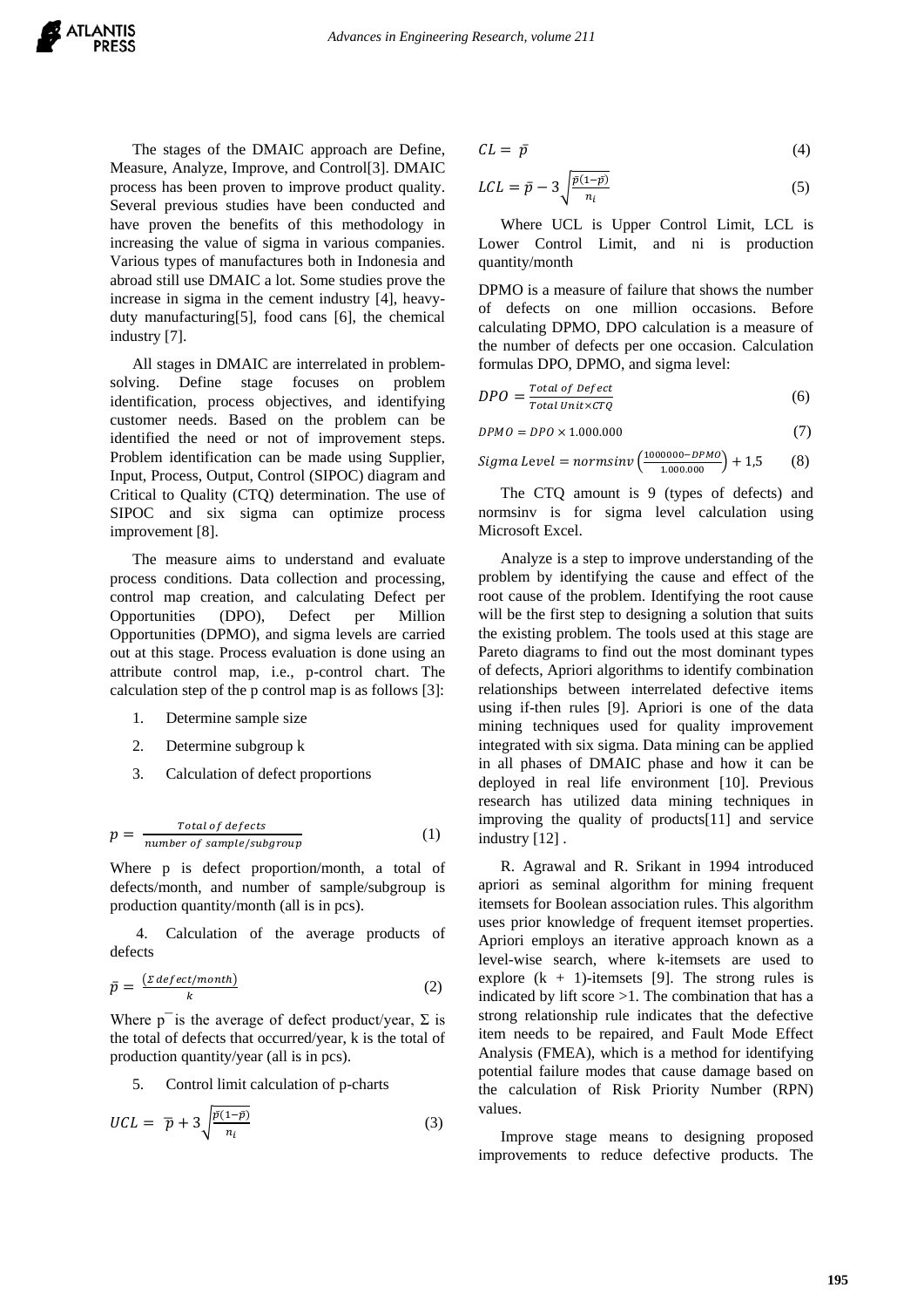The stages of the DMAIC approach are Define, Measure, Analyze, Improve, and Control[3]. DMAIC process has been proven to improve product quality. Several previous studies have been conducted and have proven the benefits of this methodology in increasing the value of sigma in various companies. Various types of manufactures both in Indonesia and abroad still use DMAIC a lot. Some studies prove the increase in sigma in the cement industry [4], heavy-duty manufacturing[5], food cans [6], the chemical industry [7].

All stages in DMAIC are interrelated in problem-solving. Define stage focuses on problem identification, process objectives, and identifying customer needs. Based on the problem can be identified the need or not of improvement steps. Problem identification can be made using Supplier, Input, Process, Output, Control (SIPOC) diagram and Critical to Quality (CTQ) determination. The use of SIPOC and six sigma can optimize process improvement [8].

The measure aims to understand and evaluate process conditions. Data collection and processing, control map creation, and calculating Defect per Opportunities (DPO), Defect per Million Opportunities (DPMO), and sigma levels are carried out at this stage. Process evaluation is done using an attribute control map, i.e., p-control chart. The calculation step of the p control map is as follows [3]:

1. Determine sample size
2. Determine subgroup k
3. Calculation of defect proportions

$$p = \frac{Total\,of\,defects}{number\ of\ sample/subgroup} \tag{1}$$

Where p is defect proportion/month, a total of defects/month, and number of sample/subgroup is production quantity/month (all is in pcs).

4. Calculation of the average products of defects

$$\bar{p} = \frac{(\Sigma\,defect/month)}{k} \tag{2}$$

Where $\bar{p}$ is the average of defect product/year, Σ is the total of defects that occurred/year, k is the total of production quantity/year (all is in pcs).

5. Control limit calculation of p-charts

$$UCL = \bar{p} + 3\sqrt{\frac{\bar{p}(1-\bar{p})}{n_i}} \tag{3}$$

$$CL = \bar{p} \tag{4}$$

$$LCL = \bar{p} - 3\sqrt{\frac{\bar{p}(1-\bar{p})}{n_i}} \tag{5}$$

Where UCL is Upper Control Limit, LCL is Lower Control Limit, and ni is production quantity/month

DPMO is a measure of failure that shows the number of defects on one million occasions. Before calculating DPMO, DPO calculation is a measure of the number of defects per one occasion. Calculation formulas DPO, DPMO, and sigma level:

$$DPO = \frac{Total\ of\ Defect}{Total\ Unit \times CTQ} \tag{6}$$

$$DPMO = DPO \times 1.000.000 \tag{7}$$

$$Sigma\ Level = normsinv\left(\frac{1000000 - DPMO}{1.000.000}\right) + 1{,}5 \tag{8}$$

The CTQ amount is 9 (types of defects) and normsinv is for sigma level calculation using Microsoft Excel.

Analyze is a step to improve understanding of the problem by identifying the cause and effect of the root cause of the problem. Identifying the root cause will be the first step to designing a solution that suits the existing problem. The tools used at this stage are Pareto diagrams to find out the most dominant types of defects, Apriori algorithms to identify combination relationships between interrelated defective items using if-then rules [9]. Apriori is one of the data mining techniques used for quality improvement integrated with six sigma. Data mining can be applied in all phases of DMAIC phase and how it can be deployed in real life environment [10]. Previous research has utilized data mining techniques in improving the quality of products[11] and service industry [12] .

R. Agrawal and R. Srikant in 1994 introduced apriori as seminal algorithm for mining frequent itemsets for Boolean association rules. This algorithm uses prior knowledge of frequent itemset properties. Apriori employs an iterative approach known as a level-wise search, where k-itemsets are used to explore (k + 1)-itemsets [9]. The strong rules is indicated by lift score >1. The combination that has a strong relationship rule indicates that the defective item needs to be repaired, and Fault Mode Effect Analysis (FMEA), which is a method for identifying potential failure modes that cause damage based on the calculation of Risk Priority Number (RPN) values.

Improve stage means to designing proposed improvements to reduce defective products. The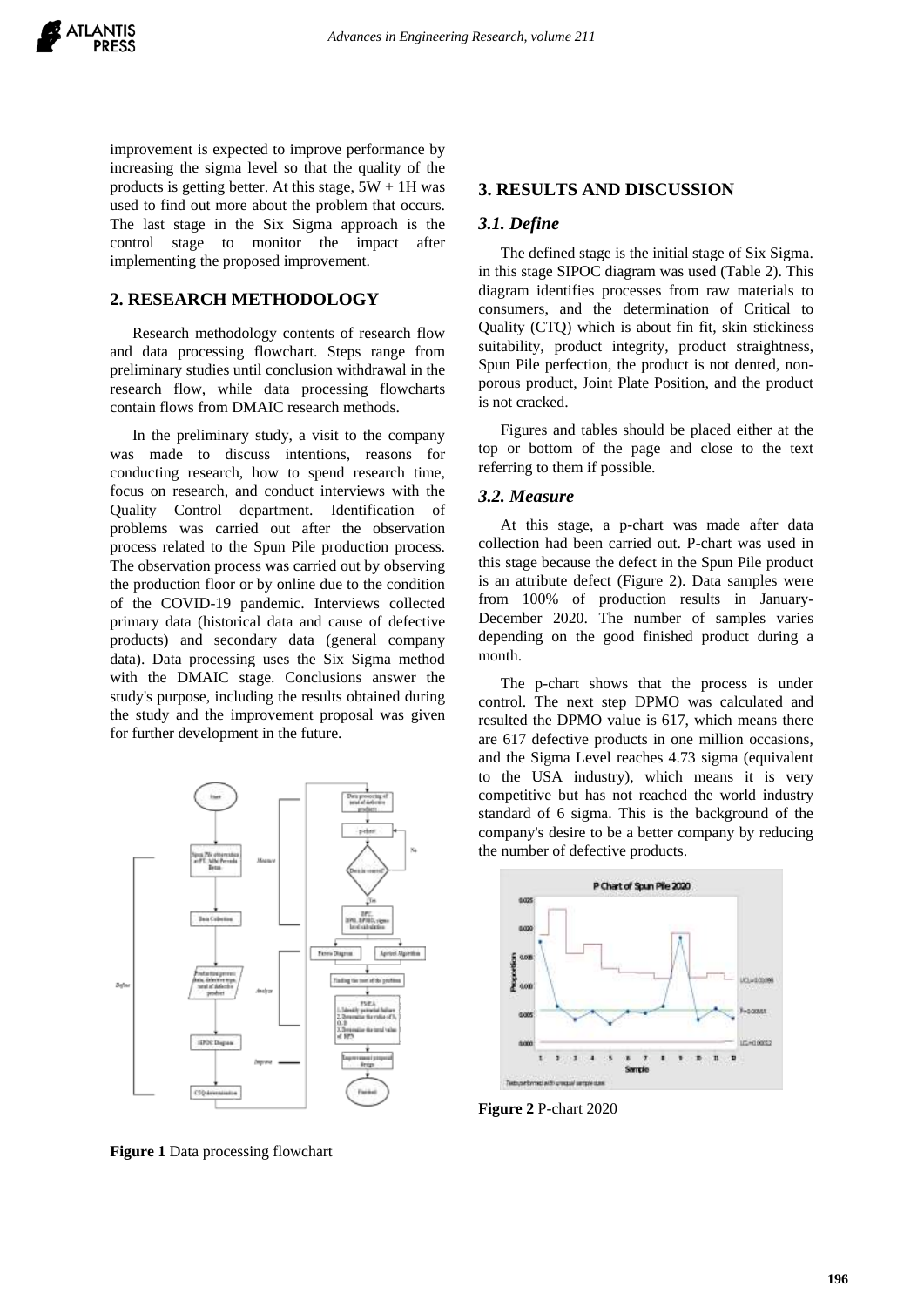improvement is expected to improve performance by increasing the sigma level so that the quality of the products is getting better. At this stage, 5W + 1H was used to find out more about the problem that occurs. The last stage in the Six Sigma approach is the control stage to monitor the impact after implementing the proposed improvement.

## 2. RESEARCH METHODOLOGY

Research methodology contents of research flow and data processing flowchart. Steps range from preliminary studies until conclusion withdrawal in the research flow, while data processing flowcharts contain flows from DMAIC research methods.

In the preliminary study, a visit to the company was made to discuss intentions, reasons for conducting research, how to spend research time, focus on research, and conduct interviews with the Quality Control department. Identification of problems was carried out after the observation process related to the Spun Pile production process. The observation process was carried out by observing the production floor or by online due to the condition of the COVID-19 pandemic. Interviews collected primary data (historical data and cause of defective products) and secondary data (general company data). Data processing uses the Six Sigma method with the DMAIC stage. Conclusions answer the study's purpose, including the results obtained during the study and the improvement proposal was given for further development in the future.

**Figure 1** Data processing flowchart

## 3. RESULTS AND DISCUSSION

### 3.1. Define

The defined stage is the initial stage of Six Sigma. in this stage SIPOC diagram was used (Table 2). This diagram identifies processes from raw materials to consumers, and the determination of Critical to Quality (CTQ) which is about fin fit, skin stickiness suitability, product integrity, product straightness, Spun Pile perfection, the product is not dented, non-porous product, Joint Plate Position, and the product is not cracked.

Figures and tables should be placed either at the top or bottom of the page and close to the text referring to them if possible.

### 3.2. Measure

At this stage, a p-chart was made after data collection had been carried out. P-chart was used in this stage because the defect in the Spun Pile product is an attribute defect (Figure 2). Data samples were from 100% of production results in January-December 2020. The number of samples varies depending on the good finished product during a month.

The p-chart shows that the process is under control. The next step DPMO was calculated and resulted the DPMO value is 617, which means there are 617 defective products in one million occasions, and the Sigma Level reaches 4.73 sigma (equivalent to the USA industry), which means it is very competitive but has not reached the world industry standard of 6 sigma. This is the background of the company's desire to be a better company by reducing the number of defective products.

**Figure 2** P-chart 2020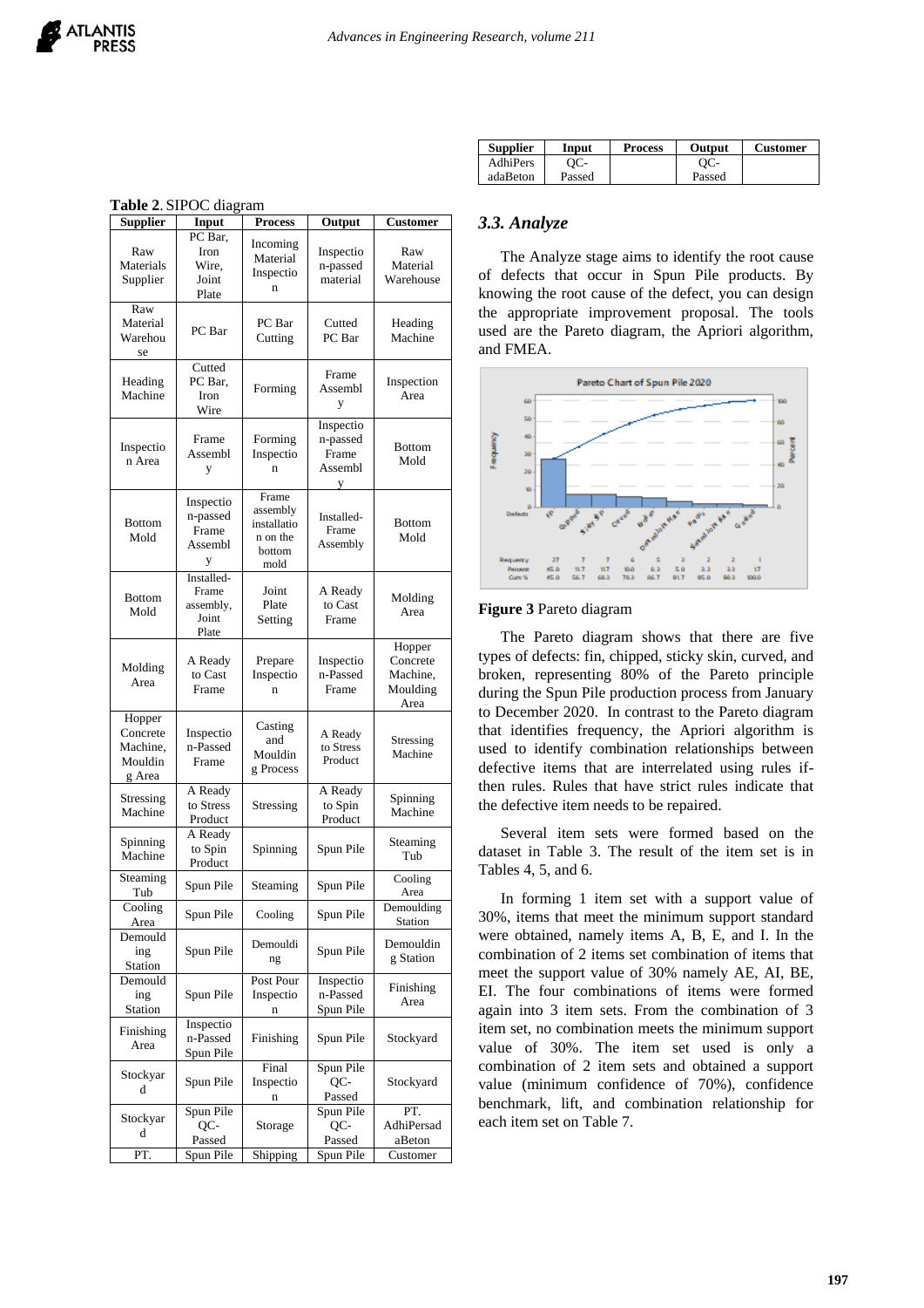**Table 2.** SIPOC diagram

| Supplier | Input | Process | Output | Customer |
|---|---|---|---|---|
| Raw Materials Supplier | PC Bar, Iron Wire, Joint Plate | Incoming Material Inspection | Inspection-passed material | Raw Material Warehouse |
| Raw Material Warehouse | PC Bar | PC Bar Cutting | Cutted PC Bar | Heading Machine |
| Heading Machine | Cutted PC Bar, Iron Wire | Forming | Frame Assembly | Inspection Area |
| Inspection Area | Frame Assembly | Forming Inspection | Inspection-passed Frame Assembly | Bottom Mold |
| Bottom Mold | Inspection-passed Frame Assembly | Frame assembly installation on the bottom mold | Installed-Frame Assembly | Bottom Mold |
| Bottom Mold | Installed-Frame assembly, Joint Plate | Joint Plate Setting | A Ready to Cast Frame | Molding Area |
| Molding Area | A Ready to Cast Frame | Prepare Inspection | Inspection-Passed Frame | Hopper Concrete Machine, Moulding Area |
| Hopper Concrete Machine, Moulding Area | Inspection-Passed Frame | Casting and Moulding Process | A Ready to Stress Product | Stressing Machine |
| Stressing Machine | A Ready to Stress Product | Stressing | A Ready to Spin Product | Spinning Machine |
| Spinning Machine | A Ready to Spin Product | Spinning | Spun Pile | Steaming Tub |
| Steaming Tub | Spun Pile | Steaming | Spun Pile | Cooling Area |
| Cooling Area | Spun Pile | Cooling | Spun Pile | Demoulding Station |
| Demoulding Station | Spun Pile | Demoulding | Spun Pile | Demoulding Station |
| Demoulding Station | Spun Pile | Post Pour Inspection | Inspection-Passed Spun Pile | Finishing Area |
| Finishing Area | Inspection-Passed Spun Pile | Finishing | Spun Pile | Stockyard |
| Stockyard | Spun Pile | Final Inspection | Spun Pile QC-Passed | Stockyard |
| Stockyard | Spun Pile QC-Passed | Storage | Spun Pile QC-Passed | PT. AdhiPersadaBeton |
| PT. AdhiPersadaBeton | Spun Pile QC-Passed | Shipping | Spun Pile QC-Passed | Customer |

### 3.3. Analyze

The Analyze stage aims to identify the root cause of defects that occur in Spun Pile products. By knowing the root cause of the defect, you can design the appropriate improvement proposal. The tools used are the Pareto diagram, the Apriori algorithm, and FMEA.

**Figure 3** Pareto diagram

The Pareto diagram shows that there are five types of defects: fin, chipped, sticky skin, curved, and broken, representing 80% of the Pareto principle during the Spun Pile production process from January to December 2020. In contrast to the Pareto diagram that identifies frequency, the Apriori algorithm is used to identify combination relationships between defective items that are interrelated using rules if-then rules. Rules that have strict rules indicate that the defective item needs to be repaired.

Several item sets were formed based on the dataset in Table 3. The result of the item set is in Tables 4, 5, and 6.

In forming 1 item set with a support value of 30%, items that meet the minimum support standard were obtained, namely items A, B, E, and I. In the combination of 2 items set combination of items that meet the support value of 30% namely AE, AI, BE, EI. The four combinations of items were formed again into 3 item sets. From the combination of 3 item set, no combination meets the minimum support value of 30%. The item set used is only a combination of 2 item sets and obtained a support value (minimum confidence of 70%), confidence benchmark, lift, and combination relationship for each item set on Table 7.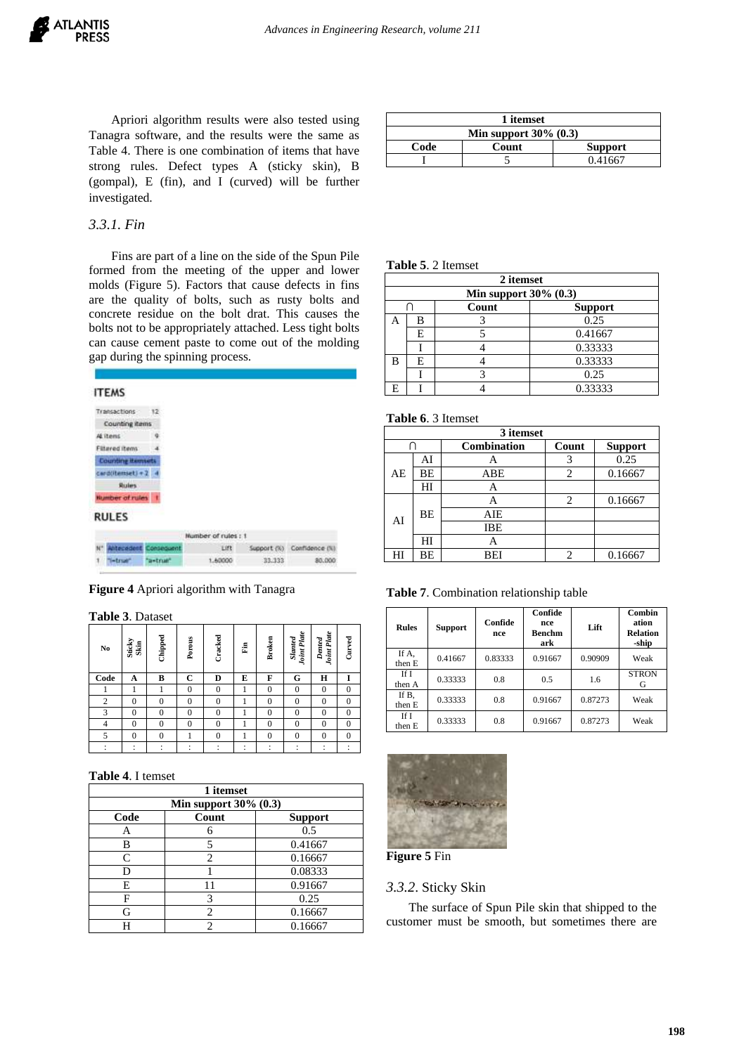Apriori algorithm results were also tested using Tanagra software, and the results were the same as Table 4. There is one combination of items that have strong rules. Defect types A (sticky skin), B (gompal), E (fin), and I (curved) will be further investigated.

### 3.3.1. Fin

Fins are part of a line on the side of the Spun Pile formed from the meeting of the upper and lower molds (Figure 5). Factors that cause defects in fins are the quality of bolts, such as rusty bolts and concrete residue on the bolt drat. This causes the bolts not to be appropriately attached. Less tight bolts can cause cement paste to come out of the molding gap during the spinning process.

**Figure 4** Apriori algorithm with Tanagra

**Table 3**. Dataset

| No | Sticky Skin | Chipped | Porous | Cracked | Fin | Broken | Slanted Joint Plate | Dented Joint Plate | Curved |
|---|---|---|---|---|---|---|---|---|---|
| **Code** | **A** | **B** | **C** | **D** | **E** | **F** | **G** | **H** | **I** |
| 1 | 1 | 1 | 0 | 0 | 1 | 0 | 0 | 0 | 0 |
| 2 | 0 | 0 | 0 | 0 | 1 | 0 | 0 | 0 | 0 |
| 3 | 0 | 0 | 0 | 0 | 1 | 0 | 0 | 0 | 0 |
| 4 | 0 | 0 | 0 | 0 | 1 | 0 | 0 | 0 | 0 |
| 5 | 0 | 0 | 1 | 0 | 1 | 0 | 0 | 0 | 0 |
| : | : | : | : | : | : | : | : | : | : |

**Table 4**. I temset

| 1 itemset | | |
|---|---|---|
| Min support 30% (0.3) | | |
| **Code** | **Count** | **Support** |
| A | 6 | 0.5 |
| B | 5 | 0.41667 |
| C | 2 | 0.16667 |
| D | 1 | 0.08333 |
| E | 11 | 0.91667 |
| F | 3 | 0.25 |
| G | 2 | 0.16667 |
| H | 2 | 0.16667 |
| I | 5 | 0.41667 |

**Table 5**. 2 Itemset

| 2 itemset | | | |
|---|---|---|---|
| Min support 30% (0.3) | | | |
| ∩ | | **Count** | **Support** |
| A | B | 3 | 0.25 |
| | E | 5 | 0.41667 |
| | I | 4 | 0.33333 |
| B | E | 4 | 0.33333 |
| | I | 3 | 0.25 |
| E | I | 4 | 0.33333 |

**Table 6**. 3 Itemset

| 3 itemset | | | | |
|---|---|---|---|---|
| ∩ | | **Combination** | **Count** | **Support** |
| AE | AI | A | 3 | 0.25 |
| | BE | ABE | 2 | 0.16667 |
| | HI | A | | |
| AI | BE | A | 2 | 0.16667 |
| | | AIE | | |
| | | IBE | | |
| | HI | A | | |
| HI | BE | BEI | 2 | 0.16667 |

**Table 7**. Combination relationship table

| Rules | Support | Confidence | Confidence Benchmark | Lift | Combination Relation-ship |
|---|---|---|---|---|---|
| If A, then E | 0.41667 | 0.83333 | 0.91667 | 0.90909 | Weak |
| If I then A | 0.33333 | 0.8 | 0.5 | 1.6 | STRONG |
| If B, then E | 0.33333 | 0.8 | 0.91667 | 0.87273 | Weak |
| If I then E | 0.33333 | 0.8 | 0.91667 | 0.87273 | Weak |

**Figure 5** Fin

### 3.3.2. Sticky Skin

The surface of Spun Pile skin that shipped to the customer must be smooth, but sometimes there are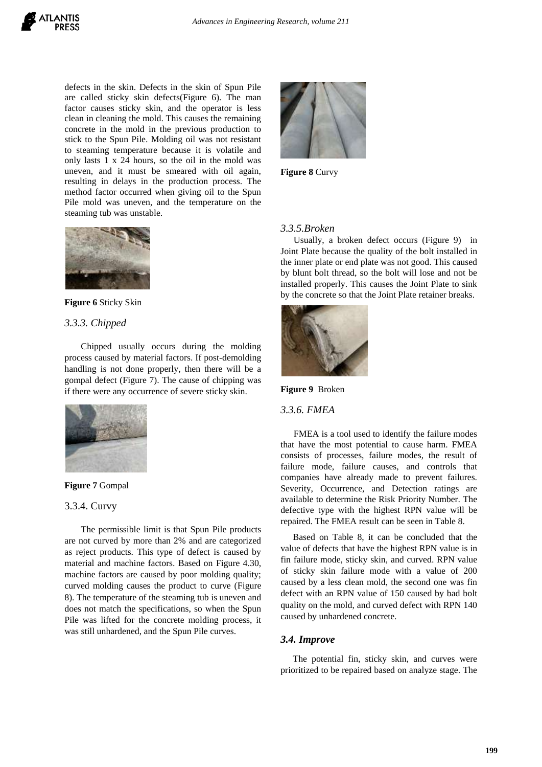defects in the skin. Defects in the skin of Spun Pile are called sticky skin defects(Figure 6). The man factor causes sticky skin, and the operator is less clean in cleaning the mold. This causes the remaining concrete in the mold in the previous production to stick to the Spun Pile. Molding oil was not resistant to steaming temperature because it is volatile and only lasts 1 x 24 hours, so the oil in the mold was uneven, and it must be smeared with oil again, resulting in delays in the production process. The method factor occurred when giving oil to the Spun Pile mold was uneven, and the temperature on the steaming tub was unstable.

**Figure 6** Sticky Skin

### *3.3.3. Chipped*

Chipped usually occurs during the molding process caused by material factors. If post-demolding handling is not done properly, then there will be a gompal defect (Figure 7). The cause of chipping was if there were any occurrence of severe sticky skin.

**Figure 7** Gompal

### 3.3.4. Curvy

The permissible limit is that Spun Pile products are not curved by more than 2% and are categorized as reject products. This type of defect is caused by material and machine factors. Based on Figure 4.30, machine factors are caused by poor molding quality; curved molding causes the product to curve (Figure 8). The temperature of the steaming tub is uneven and does not match the specifications, so when the Spun Pile was lifted for the concrete molding process, it was still unhardened, and the Spun Pile curves.

**Figure 8** Curvy

### *3.3.5.Broken*

Usually, a broken defect occurs (Figure 9) in Joint Plate because the quality of the bolt installed in the inner plate or end plate was not good. This caused by blunt bolt thread, so the bolt will lose and not be installed properly. This causes the Joint Plate to sink by the concrete so that the Joint Plate retainer breaks.

**Figure 9** Broken

### *3.3.6. FMEA*

FMEA is a tool used to identify the failure modes that have the most potential to cause harm. FMEA consists of processes, failure modes, the result of failure mode, failure causes, and controls that companies have already made to prevent failures. Severity, Occurrence, and Detection ratings are available to determine the Risk Priority Number. The defective type with the highest RPN value will be repaired. The FMEA result can be seen in Table 8.

Based on Table 8, it can be concluded that the value of defects that have the highest RPN value is in fin failure mode, sticky skin, and curved. RPN value of sticky skin failure mode with a value of 200 caused by a less clean mold, the second one was fin defect with an RPN value of 150 caused by bad bolt quality on the mold, and curved defect with RPN 140 caused by unhardened concrete.

### ***3.4. Improve***

The potential fin, sticky skin, and curves were prioritized to be repaired based on analyze stage. The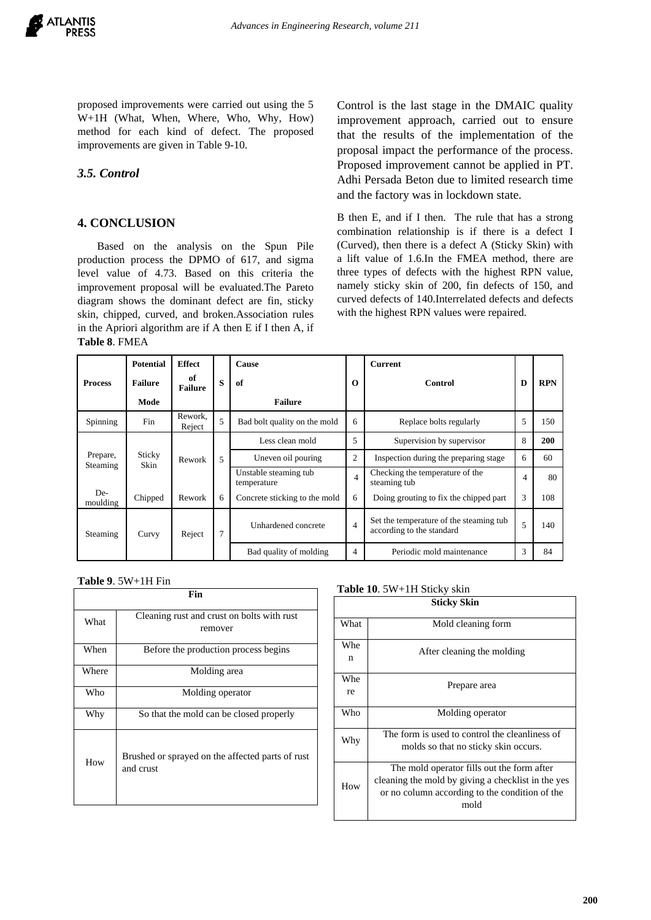proposed improvements were carried out using the 5 W+1H (What, When, Where, Who, Why, How) method for each kind of defect. The proposed improvements are given in Table 9-10.

### *3.5. Control*

Control is the last stage in the DMAIC quality improvement approach, carried out to ensure that the results of the implementation of the proposal impact the performance of the process. Proposed improvement cannot be applied in PT. Adhi Persada Beton due to limited research time and the factory was in lockdown state.

## 4. CONCLUSION

Based on the analysis on the Spun Pile production process the DPMO of 617, and sigma level value of 4.73. Based on this criteria the improvement proposal will be evaluated.The Pareto diagram shows the dominant defect are fin, sticky skin, chipped, curved, and broken.Association rules in the Apriori algorithm are if A then E if I then A, if B then E, and if I then. The rule that has a strong combination relationship is if there is a defect I (Curved), then there is a defect A (Sticky Skin) with a lift value of 1.6.In the FMEA method, there are three types of defects with the highest RPN value, namely sticky skin of 200, fin defects of 150, and curved defects of 140.Interrelated defects and defects with the highest RPN values were repaired.

**Table 8**. FMEA

| Process | Potential Failure Mode | Effect of Failure | S | Cause of Failure | O | Current Control | D | RPN |
|---|---|---|---|---|---|---|---|---|
| Spinning | Fin | Rework, Reject | 5 | Bad bolt quality on the mold | 6 | Replace bolts regularly | 5 | 150 |
| Prepare, Steaming | Sticky Skin | Rework | 5 | Less clean mold | 5 | Supervision by supervisor | 8 | **200** |
| | | | | Uneven oil pouring | 2 | Inspection during the preparing stage | 6 | 60 |
| | | | | Unstable steaming tub temperature | 4 | Checking the temperature of the steaming tub | 4 | 80 |
| De-moulding | Chipped | Rework | 6 | Concrete sticking to the mold | 6 | Doing grouting to fix the chipped part | 3 | 108 |
| Steaming | Curvy | Reject | 7 | Unhardened concrete | 4 | Set the temperature of the steaming tub according to the standard | 5 | 140 |
| | | | | Bad quality of molding | 4 | Periodic mold maintenance | 3 | 84 |

**Table 9**. 5W+1H Fin

| Fin | |
|---|---|
| What | Cleaning rust and crust on bolts with rust remover |
| When | Before the production process begins |
| Where | Molding area |
| Who | Molding operator |
| Why | So that the mold can be closed properly |
| How | Brushed or sprayed on the affected parts of rust and crust |

**Table 10**. 5W+1H Sticky skin

| Sticky Skin | |
|---|---|
| What | Mold cleaning form |
| When | After cleaning the molding |
| Where | Prepare area |
| Who | Molding operator |
| Why | The form is used to control the cleanliness of molds so that no sticky skin occurs. |
| How | The mold operator fills out the form after cleaning the mold by giving a checklist in the yes or no column according to the condition of the mold |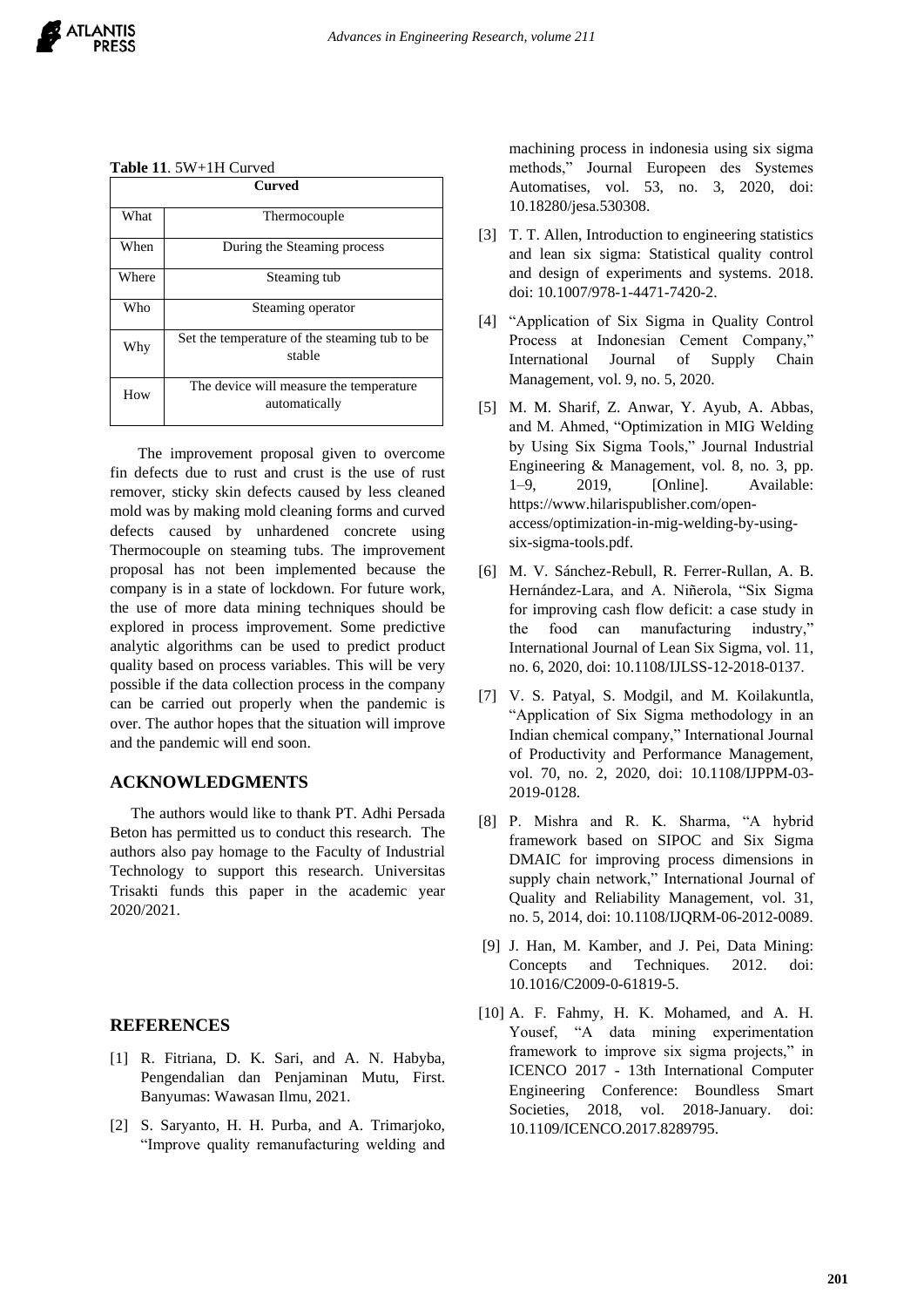**Table 11**. 5W+1H Curved

| Curved | |
|---|---|
| What | Thermocouple |
| When | During the Steaming process |
| Where | Steaming tub |
| Who | Steaming operator |
| Why | Set the temperature of the steaming tub to be stable |
| How | The device will measure the temperature automatically |

The improvement proposal given to overcome fin defects due to rust and crust is the use of rust remover, sticky skin defects caused by less cleaned mold was by making mold cleaning forms and curved defects caused by unhardened concrete using Thermocouple on steaming tubs. The improvement proposal has not been implemented because the company is in a state of lockdown. For future work, the use of more data mining techniques should be explored in process improvement. Some predictive analytic algorithms can be used to predict product quality based on process variables. This will be very possible if the data collection process in the company can be carried out properly when the pandemic is over. The author hopes that the situation will improve and the pandemic will end soon.

## ACKNOWLEDGMENTS

The authors would like to thank PT. Adhi Persada Beton has permitted us to conduct this research. The authors also pay homage to the Faculty of Industrial Technology to support this research. Universitas Trisakti funds this paper in the academic year 2020/2021.

## REFERENCES

[1] R. Fitriana, D. K. Sari, and A. N. Habyba, Pengendalian dan Penjaminan Mutu, First. Banyumas: Wawasan Ilmu, 2021.

[2] S. Saryanto, H. H. Purba, and A. Trimarjoko, "Improve quality remanufacturing welding and machining process in indonesia using six sigma methods," Journal Europeen des Systemes Automatises, vol. 53, no. 3, 2020, doi: 10.18280/jesa.530308.

[3] T. T. Allen, Introduction to engineering statistics and lean six sigma: Statistical quality control and design of experiments and systems. 2018. doi: 10.1007/978-1-4471-7420-2.

[4] "Application of Six Sigma in Quality Control Process at Indonesian Cement Company," International Journal of Supply Chain Management, vol. 9, no. 5, 2020.

[5] M. M. Sharif, Z. Anwar, Y. Ayub, A. Abbas, and M. Ahmed, "Optimization in MIG Welding by Using Six Sigma Tools," Journal Industrial Engineering & Management, vol. 8, no. 3, pp. 1–9, 2019, [Online]. Available: https://www.hilarispublisher.com/open-access/optimization-in-mig-welding-by-using-six-sigma-tools.pdf.

[6] M. V. Sánchez-Rebull, R. Ferrer-Rullan, A. B. Hernández-Lara, and A. Niñerola, "Six Sigma for improving cash flow deficit: a case study in the food can manufacturing industry," International Journal of Lean Six Sigma, vol. 11, no. 6, 2020, doi: 10.1108/IJLSS-12-2018-0137.

[7] V. S. Patyal, S. Modgil, and M. Koilakuntla, "Application of Six Sigma methodology in an Indian chemical company," International Journal of Productivity and Performance Management, vol. 70, no. 2, 2020, doi: 10.1108/IJPPM-03-2019-0128.

[8] P. Mishra and R. K. Sharma, "A hybrid framework based on SIPOC and Six Sigma DMAIC for improving process dimensions in supply chain network," International Journal of Quality and Reliability Management, vol. 31, no. 5, 2014, doi: 10.1108/IJQRM-06-2012-0089.

[9] J. Han, M. Kamber, and J. Pei, Data Mining: Concepts and Techniques. 2012. doi: 10.1016/C2009-0-61819-5.

[10] A. F. Fahmy, H. K. Mohamed, and A. H. Yousef, "A data mining experimentation framework to improve six sigma projects," in ICENCO 2017 - 13th International Computer Engineering Conference: Boundless Smart Societies, 2018, vol. 2018-January. doi: 10.1109/ICENCO.2017.8289795.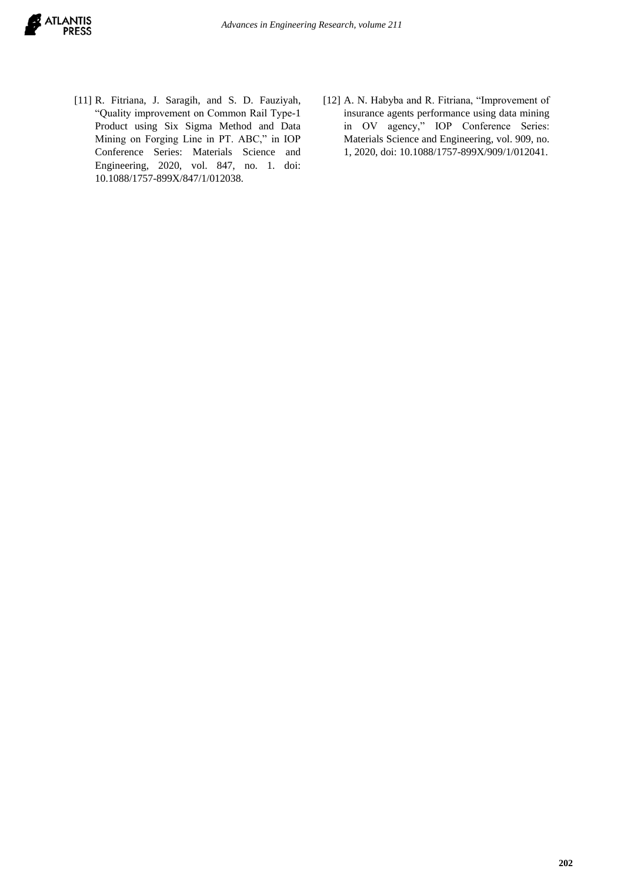[11] R. Fitriana, J. Saragih, and S. D. Fauziyah, "Quality improvement on Common Rail Type-1 Product using Six Sigma Method and Data Mining on Forging Line in PT. ABC," in IOP Conference Series: Materials Science and Engineering, 2020, vol. 847, no. 1. doi: 10.1088/1757-899X/847/1/012038.

[12] A. N. Habyba and R. Fitriana, "Improvement of insurance agents performance using data mining in OV agency," IOP Conference Series: Materials Science and Engineering, vol. 909, no. 1, 2020, doi: 10.1088/1757-899X/909/1/012041.